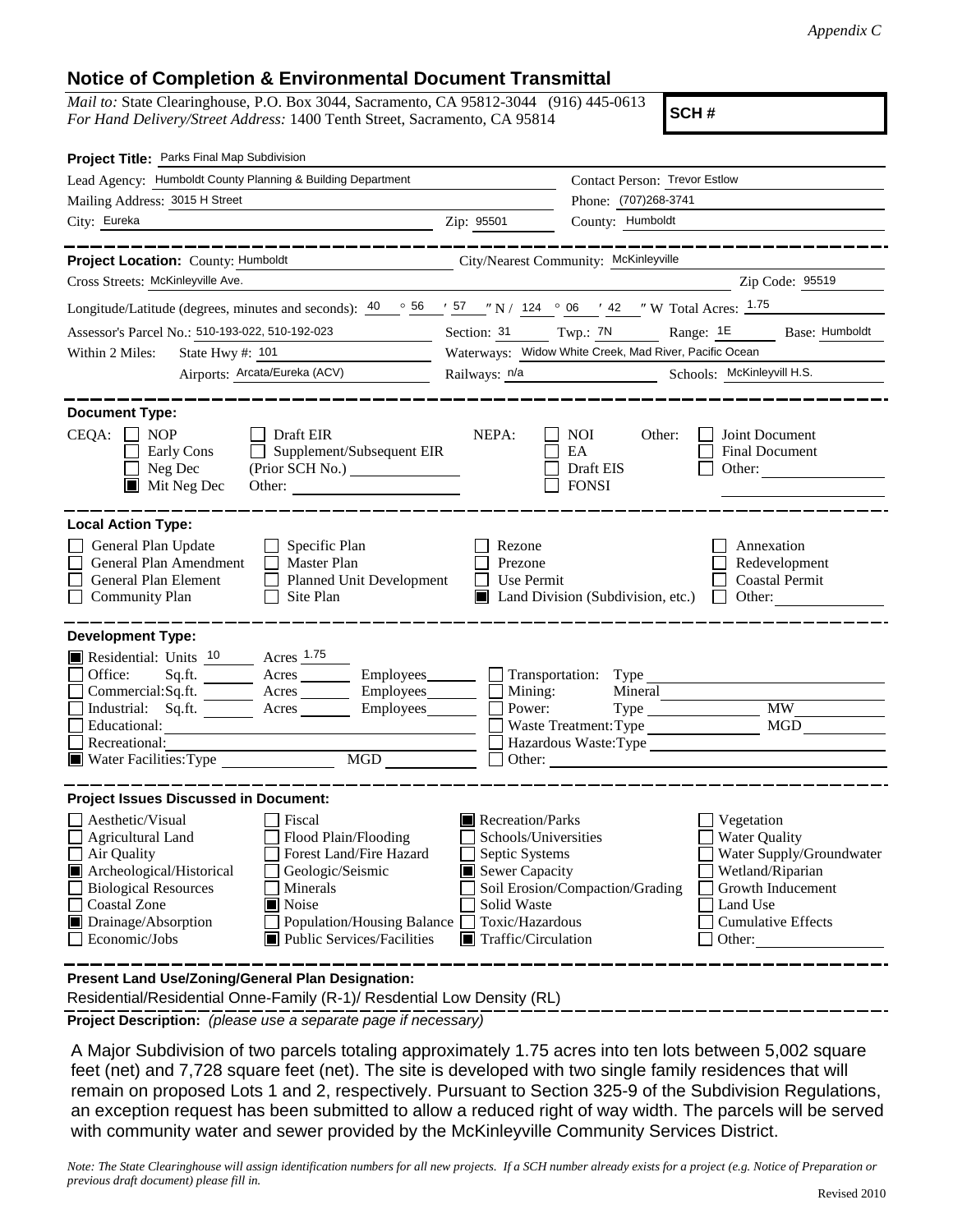*Appendix C*

# Notice of Completion & Environmental Document Transmittal

*Mail to:* State Clearinghouse, P.O. Box 3044, Sacramento, CA 95812-3044 (916) 445-0613
*For Hand Delivery/Street Address:* 1400 Tenth Street, Sacramento, CA 95814

**SCH #**

**Project Title:** Parks Final Map Subdivision

Lead Agency: Humboldt County Planning & Building Department
Contact Person: Trevor Estlow
Mailing Address: 3015 H Street
Phone: (707)268-3741
City: Eureka
Zip: 95501
County: Humboldt

---

**Project Location:** County: Humboldt
City/Nearest Community: McKinleyville
Cross Streets: McKinleyville Ave.
Zip Code: 95519

Longitude/Latitude (degrees, minutes and seconds): 40 ° 56 ′ 57 ″ N / 124 ° 06 ′ 42 ″ W Total Acres: 1.75

Assessor's Parcel No.: 510-193-022, 510-192-023
Section: 31 Twp.: 7N Range: 1E Base: Humboldt

Within 2 Miles: State Hwy #: 101
Waterways: Widow White Creek, Mad River, Pacific Ocean
Airports: Arcata/Eureka (ACV)
Railways: n/a
Schools: McKinleyvill H.S.

---

**Document Type:**

CEQA:
- [ ] NOP
- [ ] Early Cons
- [ ] Neg Dec
- [x] Mit Neg Dec
- [ ] Draft EIR
- [ ] Supplement/Subsequent EIR (Prior SCH No.)
- Other:

NEPA:
- [ ] NOI
- [ ] EA
- [ ] Draft EIS
- [ ] FONSI

Other:
- [ ] Joint Document
- [ ] Final Document
- [ ] Other:

---

**Local Action Type:**

- [ ] General Plan Update
- [ ] General Plan Amendment
- [ ] General Plan Element
- [ ] Community Plan
- [ ] Specific Plan
- [ ] Master Plan
- [ ] Planned Unit Development
- [ ] Site Plan
- [ ] Rezone
- [ ] Prezone
- [ ] Use Permit
- [x] Land Division (Subdivision, etc.)
- [ ] Annexation
- [ ] Redevelopment
- [ ] Coastal Permit
- [ ] Other:

---

**Development Type:**

- [x] Residential: Units 10 Acres 1.75
- [ ] Office: Sq.ft. Acres Employees
- [ ] Commercial: Sq.ft. Acres Employees
- [ ] Industrial: Sq.ft. Acres Employees
- [ ] Educational:
- [ ] Recreational:
- [x] Water Facilities: Type MGD
- [ ] Transportation: Type
- [ ] Mining: Mineral
- [ ] Power: Type MW
- [ ] Waste Treatment: Type MGD
- [ ] Hazardous Waste: Type
- [ ] Other:

---

**Project Issues Discussed in Document:**

- [ ] Aesthetic/Visual
- [ ] Agricultural Land
- [ ] Air Quality
- [x] Archeological/Historical
- [ ] Biological Resources
- [ ] Coastal Zone
- [x] Drainage/Absorption
- [ ] Economic/Jobs
- [ ] Fiscal
- [ ] Flood Plain/Flooding
- [ ] Forest Land/Fire Hazard
- [ ] Geologic/Seismic
- [ ] Minerals
- [x] Noise
- [ ] Population/Housing Balance
- [x] Public Services/Facilities
- [x] Recreation/Parks
- [ ] Schools/Universities
- [ ] Septic Systems
- [x] Sewer Capacity
- [ ] Soil Erosion/Compaction/Grading
- [ ] Solid Waste
- [ ] Toxic/Hazardous
- [x] Traffic/Circulation
- [ ] Vegetation
- [ ] Water Quality
- [ ] Water Supply/Groundwater
- [ ] Wetland/Riparian
- [ ] Growth Inducement
- [ ] Land Use
- [ ] Cumulative Effects
- [ ] Other:

---

**Present Land Use/Zoning/General Plan Designation:**

Residential/Residential Onne-Family (R-1)/ Resdential Low Density (RL)

**Project Description:** *(please use a separate page if necessary)*

A Major Subdivision of two parcels totaling approximately 1.75 acres into ten lots between 5,002 square feet (net) and 7,728 square feet (net). The site is developed with two single family residences that will remain on proposed Lots 1 and 2, respectively. Pursuant to Section 325-9 of the Subdivision Regulations, an exception request has been submitted to allow a reduced right of way width. The parcels will be served with community water and sewer provided by the McKinleyville Community Services District.

*Note: The State Clearinghouse will assign identification numbers for all new projects. If a SCH number already exists for a project (e.g. Notice of Preparation or previous draft document) please fill in.*

Revised 2010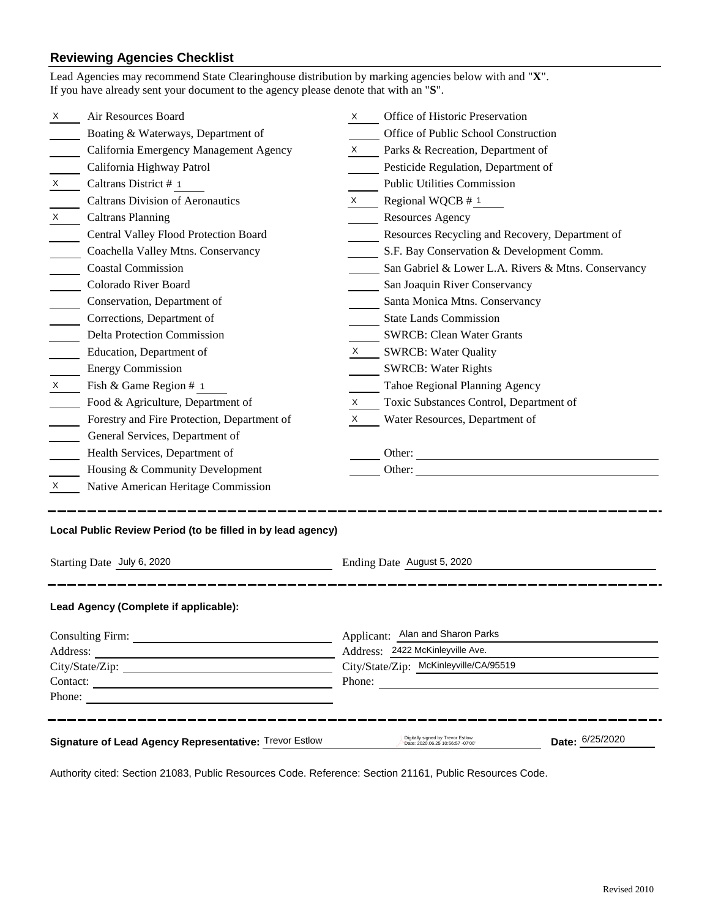## Reviewing Agencies Checklist

Lead Agencies may recommend State Clearinghouse distribution by marking agencies below with and "**X**".
If you have already sent your document to the agency please denote that with an "**S**".

| | | | |
|---|---|---|---|
| X | Air Resources Board | X | Office of Historic Preservation |
| | Boating & Waterways, Department of | | Office of Public School Construction |
| | California Emergency Management Agency | X | Parks & Recreation, Department of |
| | California Highway Patrol | | Pesticide Regulation, Department of |
| X | Caltrans District # 1 | | Public Utilities Commission |
| | Caltrans Division of Aeronautics | X | Regional WQCB # 1 |
| X | Caltrans Planning | | Resources Agency |
| | Central Valley Flood Protection Board | | Resources Recycling and Recovery, Department of |
| | Coachella Valley Mtns. Conservancy | | S.F. Bay Conservation & Development Comm. |
| | Coastal Commission | | San Gabriel & Lower L.A. Rivers & Mtns. Conservancy |
| | Colorado River Board | | San Joaquin River Conservancy |
| | Conservation, Department of | | Santa Monica Mtns. Conservancy |
| | Corrections, Department of | | State Lands Commission |
| | Delta Protection Commission | | SWRCB: Clean Water Grants |
| | Education, Department of | X | SWRCB: Water Quality |
| | Energy Commission | | SWRCB: Water Rights |
| X | Fish & Game Region # 1 | | Tahoe Regional Planning Agency |
| | Food & Agriculture, Department of | X | Toxic Substances Control, Department of |
| | Forestry and Fire Protection, Department of | X | Water Resources, Department of |
| | General Services, Department of | | |
| | Health Services, Department of | | Other: |
| | Housing & Community Development | | Other: |
| X | Native American Heritage Commission | | |

---

**Local Public Review Period (to be filled in by lead agency)**

Starting Date July 6, 2020

Ending Date August 5, 2020

---

**Lead Agency (Complete if applicable):**

Consulting Firm:
Address:
City/State/Zip:
Contact:
Phone:

Applicant: Alan and Sharon Parks
Address: 2422 McKinleyville Ave.
City/State/Zip: McKinleyville/CA/95519
Phone:

---

**Signature of Lead Agency Representative:** Trevor Estlow Digitally signed by Trevor Estlow Date: 2020.06.25 10:56:57 -07'00' **Date:** 6/25/2020

Authority cited: Section 21083, Public Resources Code. Reference: Section 21161, Public Resources Code.

Revised 2010